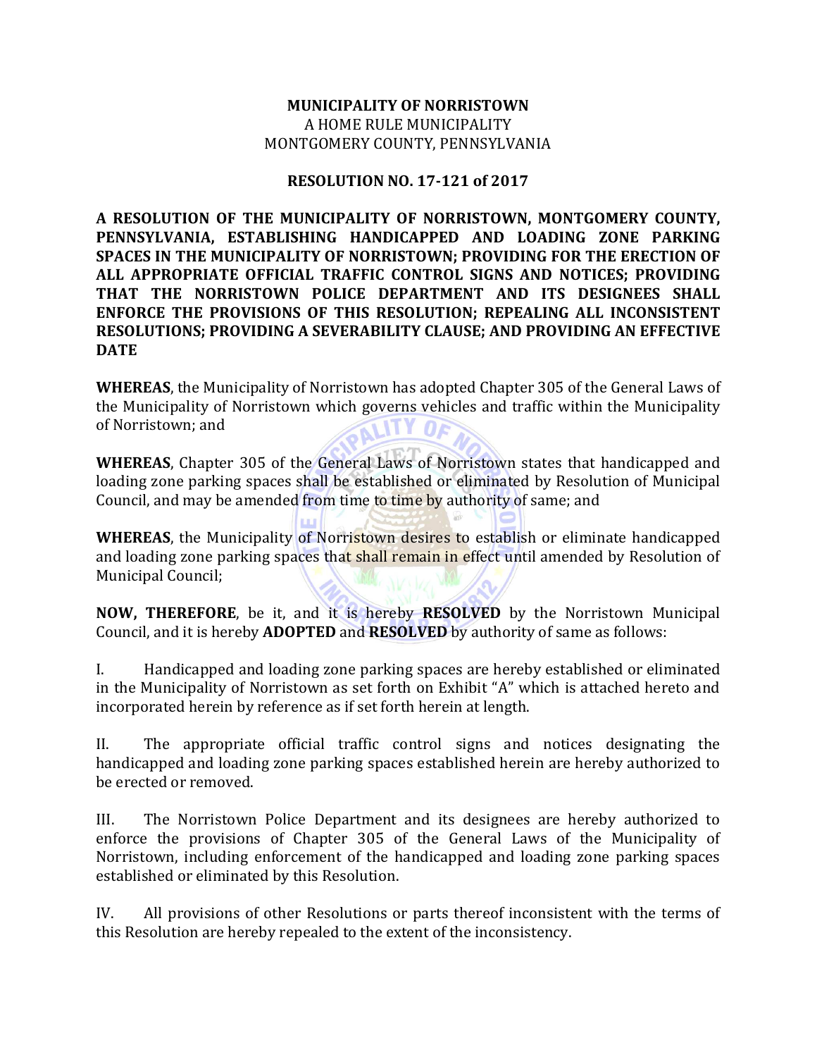**MUNICIPALITY OF NORRISTOWN**
A HOME RULE MUNICIPALITY
MONTGOMERY COUNTY, PENNSYLVANIA

**RESOLUTION NO. 17-121 of 2017**

**A RESOLUTION OF THE MUNICIPALITY OF NORRISTOWN, MONTGOMERY COUNTY, PENNSYLVANIA, ESTABLISHING HANDICAPPED AND LOADING ZONE PARKING SPACES IN THE MUNICIPALITY OF NORRISTOWN; PROVIDING FOR THE ERECTION OF ALL APPROPRIATE OFFICIAL TRAFFIC CONTROL SIGNS AND NOTICES; PROVIDING THAT THE NORRISTOWN POLICE DEPARTMENT AND ITS DESIGNEES SHALL ENFORCE THE PROVISIONS OF THIS RESOLUTION; REPEALING ALL INCONSISTENT RESOLUTIONS; PROVIDING A SEVERABILITY CLAUSE; AND PROVIDING AN EFFECTIVE DATE**

**WHEREAS**, the Municipality of Norristown has adopted Chapter 305 of the General Laws of the Municipality of Norristown which governs vehicles and traffic within the Municipality of Norristown; and

**WHEREAS**, Chapter 305 of the General Laws of Norristown states that handicapped and loading zone parking spaces shall be established or eliminated by Resolution of Municipal Council, and may be amended from time to time by authority of same; and

**WHEREAS**, the Municipality of Norristown desires to establish or eliminate handicapped and loading zone parking spaces that shall remain in effect until amended by Resolution of Municipal Council;

**NOW, THEREFORE**, be it, and it is hereby **RESOLVED** by the Norristown Municipal Council, and it is hereby **ADOPTED** and **RESOLVED** by authority of same as follows:

I. Handicapped and loading zone parking spaces are hereby established or eliminated in the Municipality of Norristown as set forth on Exhibit "A" which is attached hereto and incorporated herein by reference as if set forth herein at length.

II. The appropriate official traffic control signs and notices designating the handicapped and loading zone parking spaces established herein are hereby authorized to be erected or removed.

III. The Norristown Police Department and its designees are hereby authorized to enforce the provisions of Chapter 305 of the General Laws of the Municipality of Norristown, including enforcement of the handicapped and loading zone parking spaces established or eliminated by this Resolution.

IV. All provisions of other Resolutions or parts thereof inconsistent with the terms of this Resolution are hereby repealed to the extent of the inconsistency.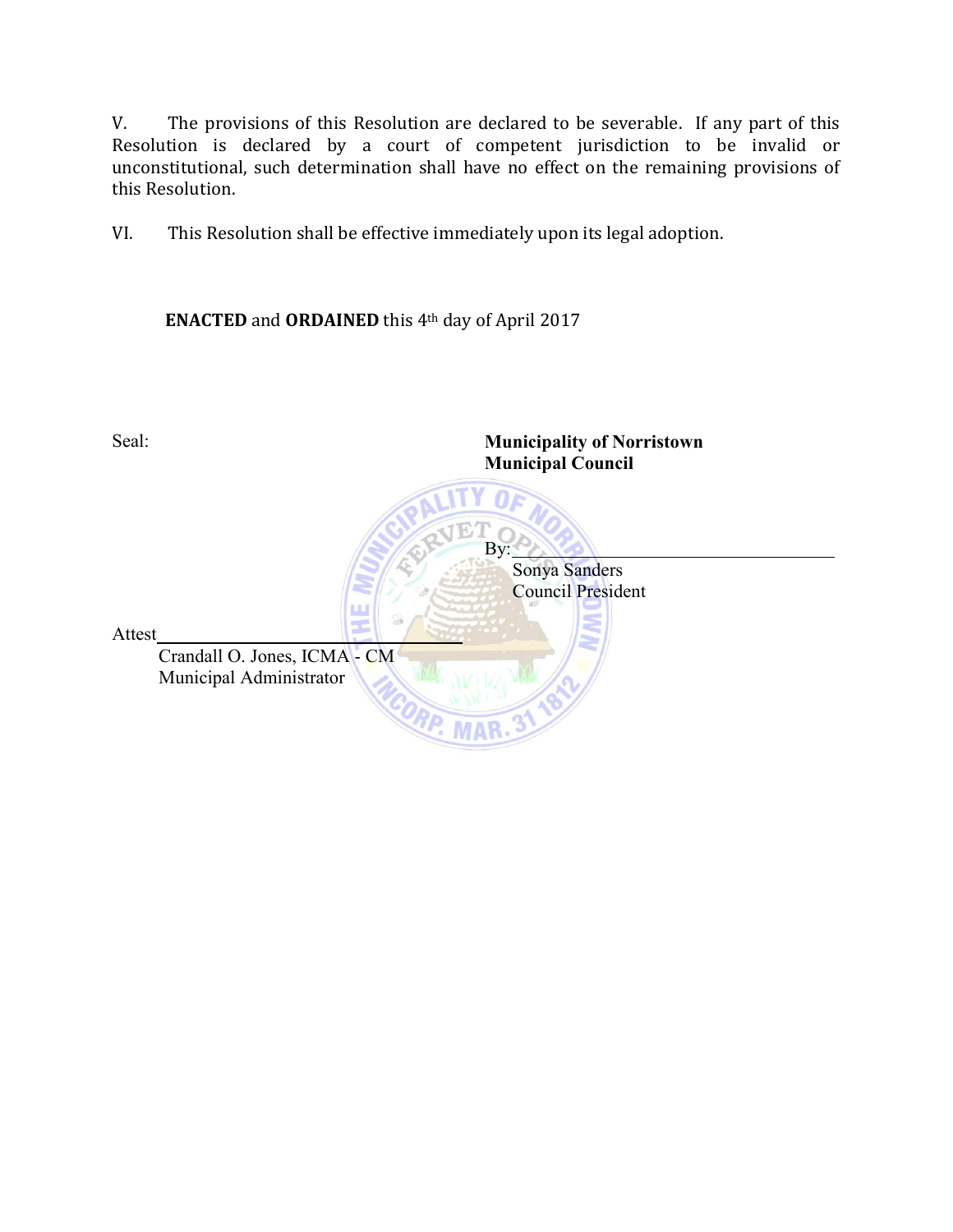V. The provisions of this Resolution are declared to be severable. If any part of this Resolution is declared by a court of competent jurisdiction to be invalid or unconstitutional, such determination shall have no effect on the remaining provisions of this Resolution.

VI. This Resolution shall be effective immediately upon its legal adoption.

**ENACTED** and **ORDAINED** this 4th day of April 2017

Seal:

**Municipality of Norristown**
**Municipal Council**

By:\_\_\_\_\_\_\_\_\_\_\_\_\_\_\_\_\_\_\_\_\_\_\_\_\_\_\_\_\_\_\_\_\_\_

Sonya Sanders
Council President

Attest\_\_\_\_\_\_\_\_\_\_\_\_\_\_\_\_\_\_\_\_\_\_\_\_\_\_\_\_\_\_\_\_\_\_

Crandall O. Jones, ICMA - CM
Municipal Administrator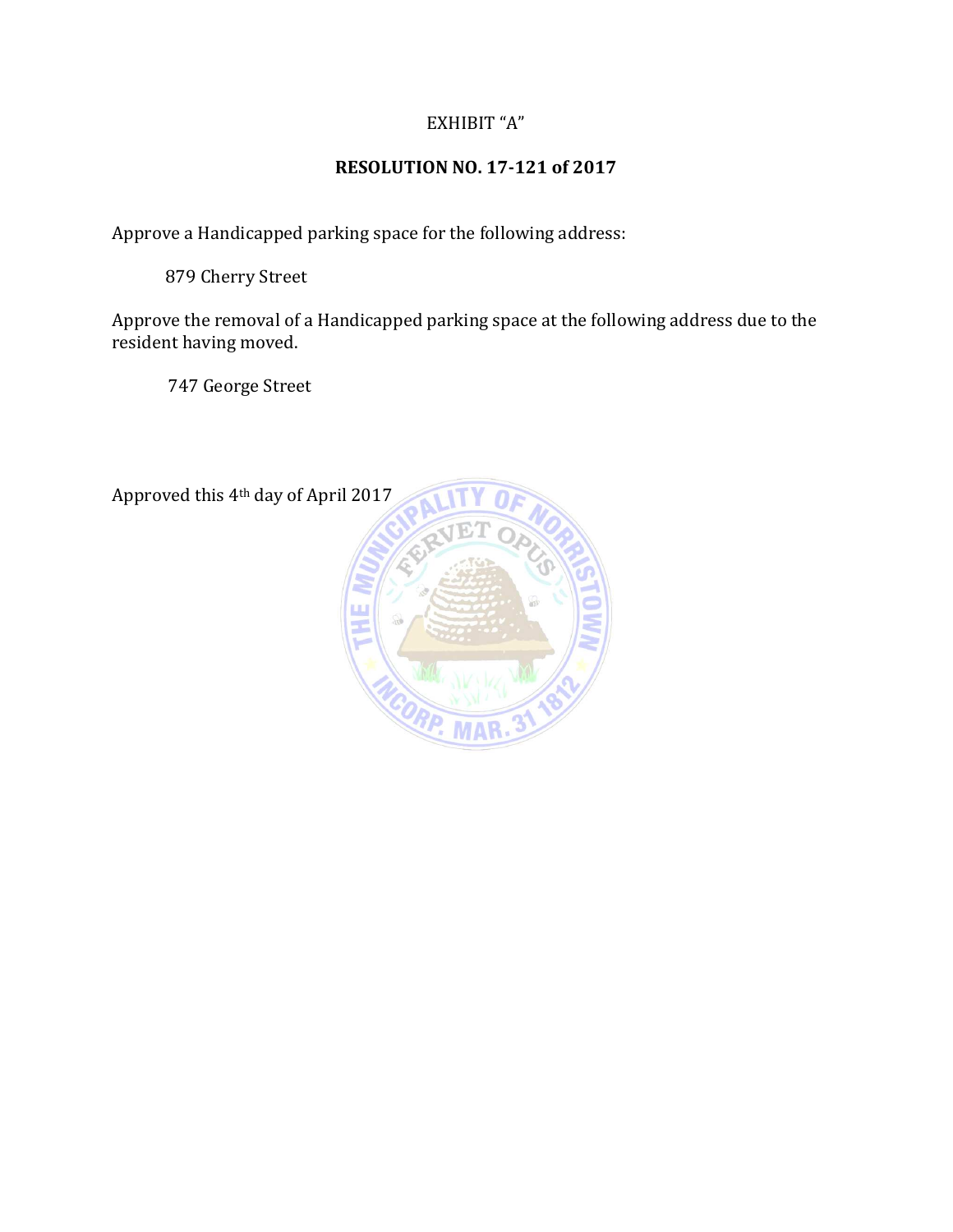EXHIBIT "A"

**RESOLUTION NO. 17-121 of 2017**

Approve a Handicapped parking space for the following address:

879 Cherry Street

Approve the removal of a Handicapped parking space at the following address due to the resident having moved.

747 George Street

Approved this 4th day of April 2017

THE MUNICIPALITY OF NORRISTOWN
FERVET OPUS
INCORP. MAR. 31 1812